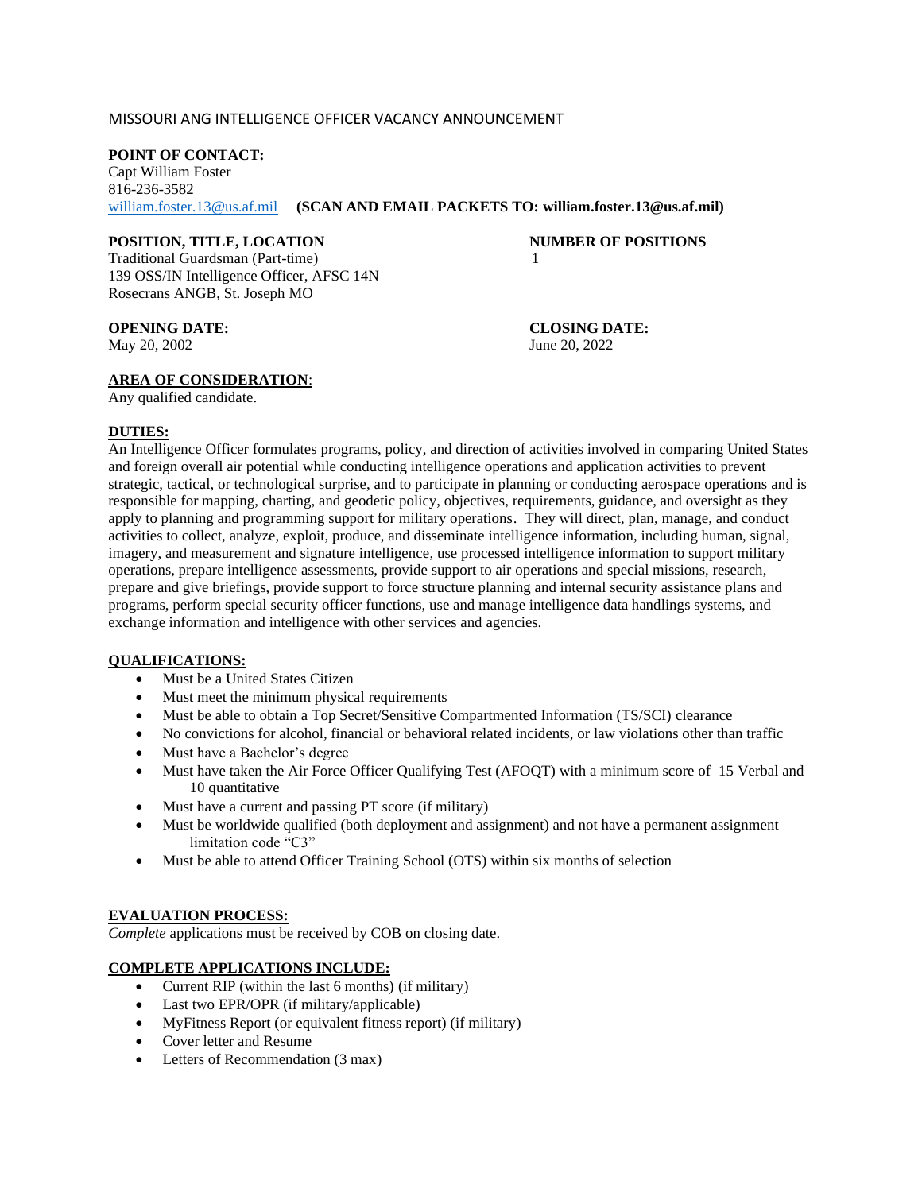# MISSOURI ANG INTELLIGENCE OFFICER VACANCY ANNOUNCEMENT

**POINT OF CONTACT:**
Capt William Foster
816-236-3582
william.foster.13@us.af.mil **(SCAN AND EMAIL PACKETS TO: william.foster.13@us.af.mil)**

**POSITION, TITLE, LOCATION**
Traditional Guardsman (Part-time)
139 OSS/IN Intelligence Officer, AFSC 14N
Rosecrans ANGB, St. Joseph MO

**NUMBER OF POSITIONS**
1

**OPENING DATE:**
May 20, 2002

**CLOSING DATE:**
June 20, 2022

**AREA OF CONSIDERATION**:
Any qualified candidate.

**DUTIES:**
An Intelligence Officer formulates programs, policy, and direction of activities involved in comparing United States and foreign overall air potential while conducting intelligence operations and application activities to prevent strategic, tactical, or technological surprise, and to participate in planning or conducting aerospace operations and is responsible for mapping, charting, and geodetic policy, objectives, requirements, guidance, and oversight as they apply to planning and programming support for military operations. They will direct, plan, manage, and conduct activities to collect, analyze, exploit, produce, and disseminate intelligence information, including human, signal, imagery, and measurement and signature intelligence, use processed intelligence information to support military operations, prepare intelligence assessments, provide support to air operations and special missions, research, prepare and give briefings, provide support to force structure planning and internal security assistance plans and programs, perform special security officer functions, use and manage intelligence data handlings systems, and exchange information and intelligence with other services and agencies.

**QUALIFICATIONS:**

- Must be a United States Citizen
- Must meet the minimum physical requirements
- Must be able to obtain a Top Secret/Sensitive Compartmented Information (TS/SCI) clearance
- No convictions for alcohol, financial or behavioral related incidents, or law violations other than traffic
- Must have a Bachelor's degree
- Must have taken the Air Force Officer Qualifying Test (AFOQT) with a minimum score of 15 Verbal and 10 quantitative
- Must have a current and passing PT score (if military)
- Must be worldwide qualified (both deployment and assignment) and not have a permanent assignment limitation code "C3"
- Must be able to attend Officer Training School (OTS) within six months of selection

**EVALUATION PROCESS:**
*Complete* applications must be received by COB on closing date.

**COMPLETE APPLICATIONS INCLUDE:**

- Current RIP (within the last 6 months) (if military)
- Last two EPR/OPR (if military/applicable)
- MyFitness Report (or equivalent fitness report) (if military)
- Cover letter and Resume
- Letters of Recommendation (3 max)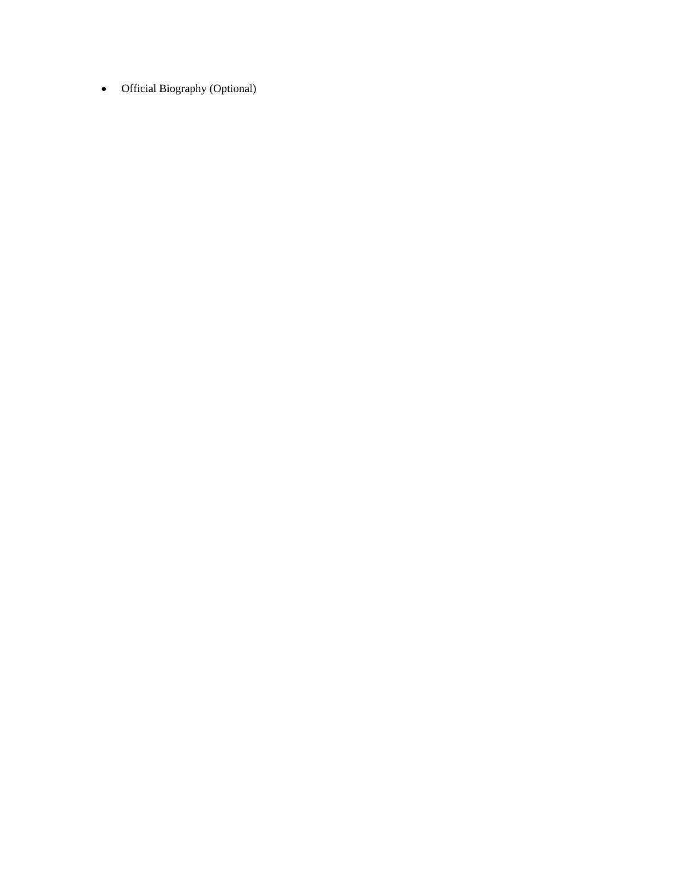- Official Biography (Optional)